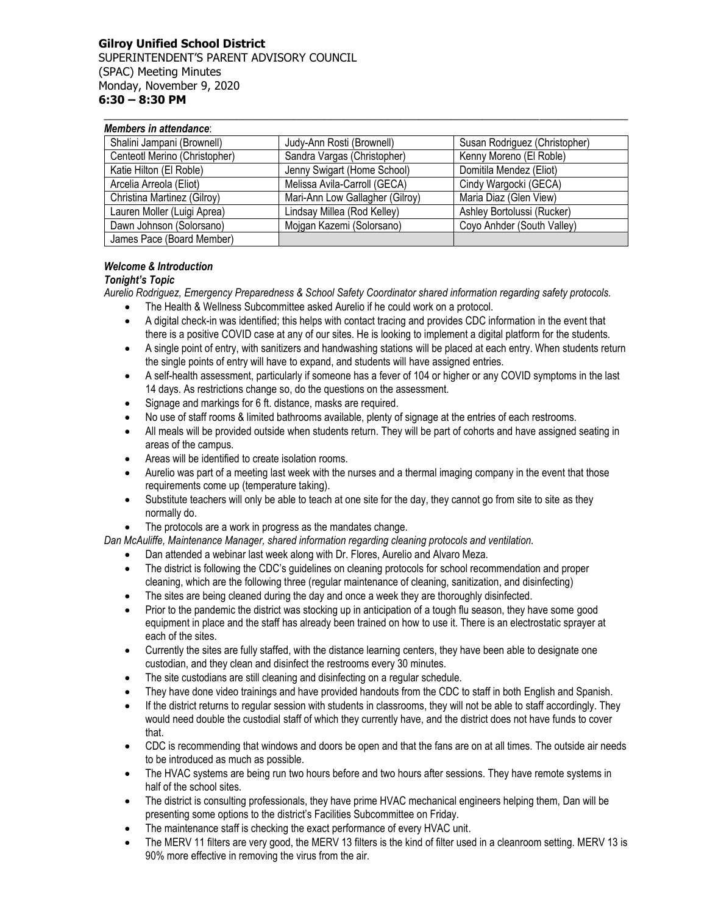**Gilroy Unified School District**
SUPERINTENDENT'S PARENT ADVISORY COUNCIL
(SPAC) Meeting Minutes
Monday, November 9, 2020
**6:30 – 8:30 PM**

***Members in attendance***:

| | | |
|---|---|---|
| Shalini Jampani (Brownell) | Judy-Ann Rosti (Brownell) | Susan Rodriguez (Christopher) |
| Centeotl Merino (Christopher) | Sandra Vargas (Christopher) | Kenny Moreno (El Roble) |
| Katie Hilton (El Roble) | Jenny Swigart (Home School) | Domitila Mendez (Eliot) |
| Arcelia Arreola (Eliot) | Melissa Avila-Carroll (GECA) | Cindy Wargocki (GECA) |
| Christina Martinez (Gilroy) | Mari-Ann Low Gallagher (Gilroy) | Maria Diaz (Glen View) |
| Lauren Moller (Luigi Aprea) | Lindsay Millea (Rod Kelley) | Ashley Bortolussi (Rucker) |
| Dawn Johnson (Solorsano) | Mojgan Kazemi (Solorsano) | Coyo Anhder (South Valley) |
| James Pace (Board Member) | | |

***Welcome & Introduction***

***Tonight's Topic***

*Aurelio Rodriguez, Emergency Preparedness & School Safety Coordinator shared information regarding safety protocols.*

- The Health & Wellness Subcommittee asked Aurelio if he could work on a protocol.
- A digital check-in was identified; this helps with contact tracing and provides CDC information in the event that there is a positive COVID case at any of our sites. He is looking to implement a digital platform for the students.
- A single point of entry, with sanitizers and handwashing stations will be placed at each entry. When students return the single points of entry will have to expand, and students will have assigned entries.
- A self-health assessment, particularly if someone has a fever of 104 or higher or any COVID symptoms in the last 14 days. As restrictions change so, do the questions on the assessment.
- Signage and markings for 6 ft. distance, masks are required.
- No use of staff rooms & limited bathrooms available, plenty of signage at the entries of each restrooms.
- All meals will be provided outside when students return. They will be part of cohorts and have assigned seating in areas of the campus.
- Areas will be identified to create isolation rooms.
- Aurelio was part of a meeting last week with the nurses and a thermal imaging company in the event that those requirements come up (temperature taking).
- Substitute teachers will only be able to teach at one site for the day, they cannot go from site to site as they normally do.
- The protocols are a work in progress as the mandates change.

*Dan McAuliffe, Maintenance Manager, shared information regarding cleaning protocols and ventilation.*

- Dan attended a webinar last week along with Dr. Flores, Aurelio and Alvaro Meza.
- The district is following the CDC's guidelines on cleaning protocols for school recommendation and proper cleaning, which are the following three (regular maintenance of cleaning, sanitization, and disinfecting)
- The sites are being cleaned during the day and once a week they are thoroughly disinfected.
- Prior to the pandemic the district was stocking up in anticipation of a tough flu season, they have some good equipment in place and the staff has already been trained on how to use it. There is an electrostatic sprayer at each of the sites.
- Currently the sites are fully staffed, with the distance learning centers, they have been able to designate one custodian, and they clean and disinfect the restrooms every 30 minutes.
- The site custodians are still cleaning and disinfecting on a regular schedule.
- They have done video trainings and have provided handouts from the CDC to staff in both English and Spanish.
- If the district returns to regular session with students in classrooms, they will not be able to staff accordingly. They would need double the custodial staff of which they currently have, and the district does not have funds to cover that.
- CDC is recommending that windows and doors be open and that the fans are on at all times. The outside air needs to be introduced as much as possible.
- The HVAC systems are being run two hours before and two hours after sessions. They have remote systems in half of the school sites.
- The district is consulting professionals, they have prime HVAC mechanical engineers helping them, Dan will be presenting some options to the district's Facilities Subcommittee on Friday.
- The maintenance staff is checking the exact performance of every HVAC unit.
- The MERV 11 filters are very good, the MERV 13 filters is the kind of filter used in a cleanroom setting. MERV 13 is 90% more effective in removing the virus from the air.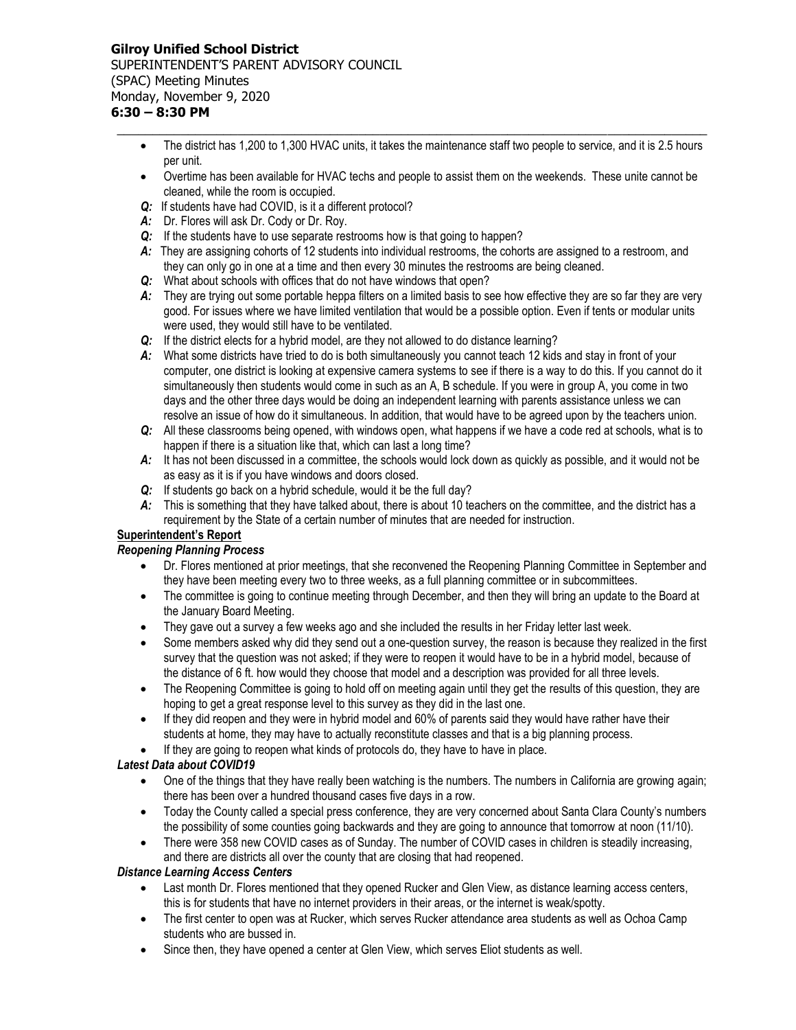- The district has 1,200 to 1,300 HVAC units, it takes the maintenance staff two people to service, and it is 2.5 hours per unit.
- Overtime has been available for HVAC techs and people to assist them on the weekends. These unite cannot be cleaned, while the room is occupied.
- ***Q:*** If students have had COVID, is it a different protocol?
- ***A:*** Dr. Flores will ask Dr. Cody or Dr. Roy.
- ***Q:*** If the students have to use separate restrooms how is that going to happen?
- ***A:*** They are assigning cohorts of 12 students into individual restrooms, the cohorts are assigned to a restroom, and they can only go in one at a time and then every 30 minutes the restrooms are being cleaned.
- ***Q:*** What about schools with offices that do not have windows that open?
- ***A:*** They are trying out some portable heppa filters on a limited basis to see how effective they are so far they are very good. For issues where we have limited ventilation that would be a possible option. Even if tents or modular units were used, they would still have to be ventilated.
- ***Q:*** If the district elects for a hybrid model, are they not allowed to do distance learning?
- ***A:*** What some districts have tried to do is both simultaneously you cannot teach 12 kids and stay in front of your computer, one district is looking at expensive camera systems to see if there is a way to do this. If you cannot do it simultaneously then students would come in such as an A, B schedule. If you were in group A, you come in two days and the other three days would be doing an independent learning with parents assistance unless we can resolve an issue of how do it simultaneous. In addition, that would have to be agreed upon by the teachers union.
- ***Q:*** All these classrooms being opened, with windows open, what happens if we have a code red at schools, what is to happen if there is a situation like that, which can last a long time?
- ***A:*** It has not been discussed in a committee, the schools would lock down as quickly as possible, and it would not be as easy as it is if you have windows and doors closed.
- ***Q:*** If students go back on a hybrid schedule, would it be the full day?
- ***A:*** This is something that they have talked about, there is about 10 teachers on the committee, and the district has a requirement by the State of a certain number of minutes that are needed for instruction.

**Superintendent's Report**

***Reopening Planning Process***

- Dr. Flores mentioned at prior meetings, that she reconvened the Reopening Planning Committee in September and they have been meeting every two to three weeks, as a full planning committee or in subcommittees.
- The committee is going to continue meeting through December, and then they will bring an update to the Board at the January Board Meeting.
- They gave out a survey a few weeks ago and she included the results in her Friday letter last week.
- Some members asked why did they send out a one-question survey, the reason is because they realized in the first survey that the question was not asked; if they were to reopen it would have to be in a hybrid model, because of the distance of 6 ft. how would they choose that model and a description was provided for all three levels.
- The Reopening Committee is going to hold off on meeting again until they get the results of this question, they are hoping to get a great response level to this survey as they did in the last one.
- If they did reopen and they were in hybrid model and 60% of parents said they would have rather have their students at home, they may have to actually reconstitute classes and that is a big planning process.
- If they are going to reopen what kinds of protocols do, they have to have in place.

***Latest Data about COVID19***

- One of the things that they have really been watching is the numbers. The numbers in California are growing again; there has been over a hundred thousand cases five days in a row.
- Today the County called a special press conference, they are very concerned about Santa Clara County's numbers the possibility of some counties going backwards and they are going to announce that tomorrow at noon (11/10).
- There were 358 new COVID cases as of Sunday. The number of COVID cases in children is steadily increasing, and there are districts all over the county that are closing that had reopened.

***Distance Learning Access Centers***

- Last month Dr. Flores mentioned that they opened Rucker and Glen View, as distance learning access centers, this is for students that have no internet providers in their areas, or the internet is weak/spotty.
- The first center to open was at Rucker, which serves Rucker attendance area students as well as Ochoa Camp students who are bussed in.
- Since then, they have opened a center at Glen View, which serves Eliot students as well.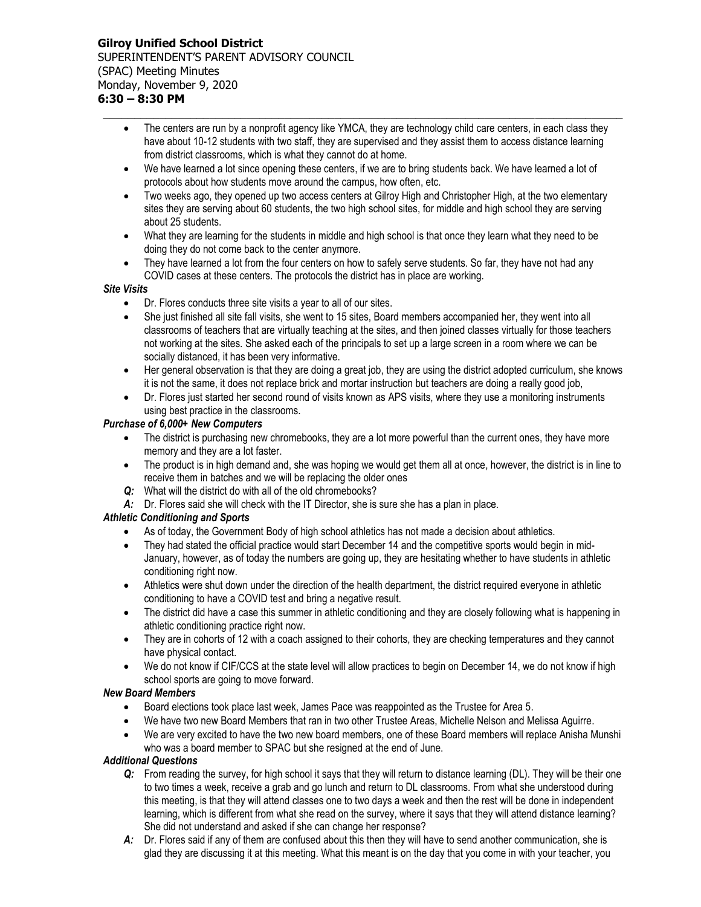- The centers are run by a nonprofit agency like YMCA, they are technology child care centers, in each class they have about 10-12 students with two staff, they are supervised and they assist them to access distance learning from district classrooms, which is what they cannot do at home.
- We have learned a lot since opening these centers, if we are to bring students back. We have learned a lot of protocols about how students move around the campus, how often, etc.
- Two weeks ago, they opened up two access centers at Gilroy High and Christopher High, at the two elementary sites they are serving about 60 students, the two high school sites, for middle and high school they are serving about 25 students.
- What they are learning for the students in middle and high school is that once they learn what they need to be doing they do not come back to the center anymore.
- They have learned a lot from the four centers on how to safely serve students. So far, they have not had any COVID cases at these centers. The protocols the district has in place are working.

***Site Visits***

- Dr. Flores conducts three site visits a year to all of our sites.
- She just finished all site fall visits, she went to 15 sites, Board members accompanied her, they went into all classrooms of teachers that are virtually teaching at the sites, and then joined classes virtually for those teachers not working at the sites. She asked each of the principals to set up a large screen in a room where we can be socially distanced, it has been very informative.
- Her general observation is that they are doing a great job, they are using the district adopted curriculum, she knows it is not the same, it does not replace brick and mortar instruction but teachers are doing a really good job,
- Dr. Flores just started her second round of visits known as APS visits, where they use a monitoring instruments using best practice in the classrooms.

***Purchase of 6,000+ New Computers***

- The district is purchasing new chromebooks, they are a lot more powerful than the current ones, they have more memory and they are a lot faster.
- The product is in high demand and, she was hoping we would get them all at once, however, the district is in line to receive them in batches and we will be replacing the older ones
- ***Q:*** What will the district do with all of the old chromebooks?
- ***A:*** Dr. Flores said she will check with the IT Director, she is sure she has a plan in place.

***Athletic Conditioning and Sports***

- As of today, the Government Body of high school athletics has not made a decision about athletics.
- They had stated the official practice would start December 14 and the competitive sports would begin in mid-January, however, as of today the numbers are going up, they are hesitating whether to have students in athletic conditioning right now.
- Athletics were shut down under the direction of the health department, the district required everyone in athletic conditioning to have a COVID test and bring a negative result.
- The district did have a case this summer in athletic conditioning and they are closely following what is happening in athletic conditioning practice right now.
- They are in cohorts of 12 with a coach assigned to their cohorts, they are checking temperatures and they cannot have physical contact.
- We do not know if CIF/CCS at the state level will allow practices to begin on December 14, we do not know if high school sports are going to move forward.

***New Board Members***

- Board elections took place last week, James Pace was reappointed as the Trustee for Area 5.
- We have two new Board Members that ran in two other Trustee Areas, Michelle Nelson and Melissa Aguirre.
- We are very excited to have the two new board members, one of these Board members will replace Anisha Munshi who was a board member to SPAC but she resigned at the end of June.

***Additional Questions***

- ***Q:*** From reading the survey, for high school it says that they will return to distance learning (DL). They will be their one to two times a week, receive a grab and go lunch and return to DL classrooms. From what she understood during this meeting, is that they will attend classes one to two days a week and then the rest will be done in independent learning, which is different from what she read on the survey, where it says that they will attend distance learning? She did not understand and asked if she can change her response?
- ***A:*** Dr. Flores said if any of them are confused about this then they will have to send another communication, she is glad they are discussing it at this meeting. What this meant is on the day that you come in with your teacher, you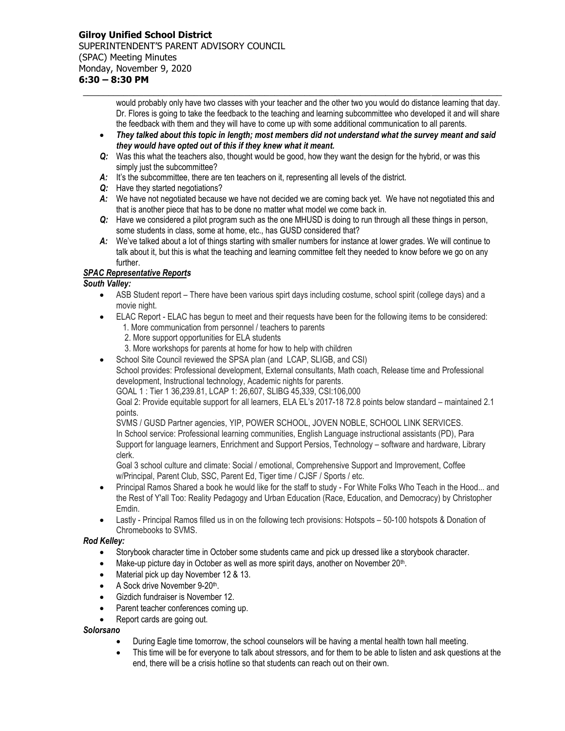would probably only have two classes with your teacher and the other two you would do distance learning that day. Dr. Flores is going to take the feedback to the teaching and learning subcommittee who developed it and will share the feedback with them and they will have to come up with some additional communication to all parents.

- ***They talked about this topic in length; most members did not understand what the survey meant and said they would have opted out of this if they knew what it meant.***

***Q:*** Was this what the teachers also, thought would be good, how they want the design for the hybrid, or was this simply just the subcommittee?

***A:*** It's the subcommittee, there are ten teachers on it, representing all levels of the district.

***Q:*** Have they started negotiations?

***A:*** We have not negotiated because we have not decided we are coming back yet. We have not negotiated this and that is another piece that has to be done no matter what model we come back in.

***Q:*** Have we considered a pilot program such as the one MHUSD is doing to run through all these things in person, some students in class, some at home, etc., has GUSD considered that?

***A:*** We've talked about a lot of things starting with smaller numbers for instance at lower grades. We will continue to talk about it, but this is what the teaching and learning committee felt they needed to know before we go on any further.

***SPAC Representative Reports***

***South Valley:***

- ASB Student report – There have been various spirt days including costume, school spirit (college days) and a movie night.
- ELAC Report - ELAC has begun to meet and their requests have been for the following items to be considered:
  1. More communication from personnel / teachers to parents
  2. More support opportunities for ELA students
  3. More workshops for parents at home for how to help with children
- School Site Council reviewed the SPSA plan (and LCAP, SLIGB, and CSI)
  School provides: Professional development, External consultants, Math coach, Release time and Professional development, Instructional technology, Academic nights for parents.
  GOAL 1 : Tier 1 36,239.81, LCAP 1: 26,607, SLIBG 45,339, CSI:106,000
  Goal 2: Provide equitable support for all learners, ELA EL's 2017-18 72.8 points below standard – maintained 2.1 points.
  SVMS / GUSD Partner agencies, YIP, POWER SCHOOL, JOVEN NOBLE, SCHOOL LINK SERVICES.
  In School service: Professional learning communities, English Language instructional assistants (PD), Para Support for language learners, Enrichment and Support Persios, Technology – software and hardware, Library clerk.
  Goal 3 school culture and climate: Social / emotional, Comprehensive Support and Improvement, Coffee w/Principal, Parent Club, SSC, Parent Ed, Tiger time / CJSF / Sports / etc.
- Principal Ramos Shared a book he would like for the staff to study - For White Folks Who Teach in the Hood... and the Rest of Y'all Too: Reality Pedagogy and Urban Education (Race, Education, and Democracy) by Christopher Emdin.
- Lastly - Principal Ramos filled us in on the following tech provisions: Hotspots – 50-100 hotspots & Donation of Chromebooks to SVMS.

***Rod Kelley:***

- Storybook character time in October some students came and pick up dressed like a storybook character.
- Make-up picture day in October as well as more spirit days, another on November 20th.
- Material pick up day November 12 & 13.
- A Sock drive November 9-20th.
- Gizdich fundraiser is November 12.
- Parent teacher conferences coming up.
- Report cards are going out.

***Solorsano***

- During Eagle time tomorrow, the school counselors will be having a mental health town hall meeting.
- This time will be for everyone to talk about stressors, and for them to be able to listen and ask questions at the end, there will be a crisis hotline so that students can reach out on their own.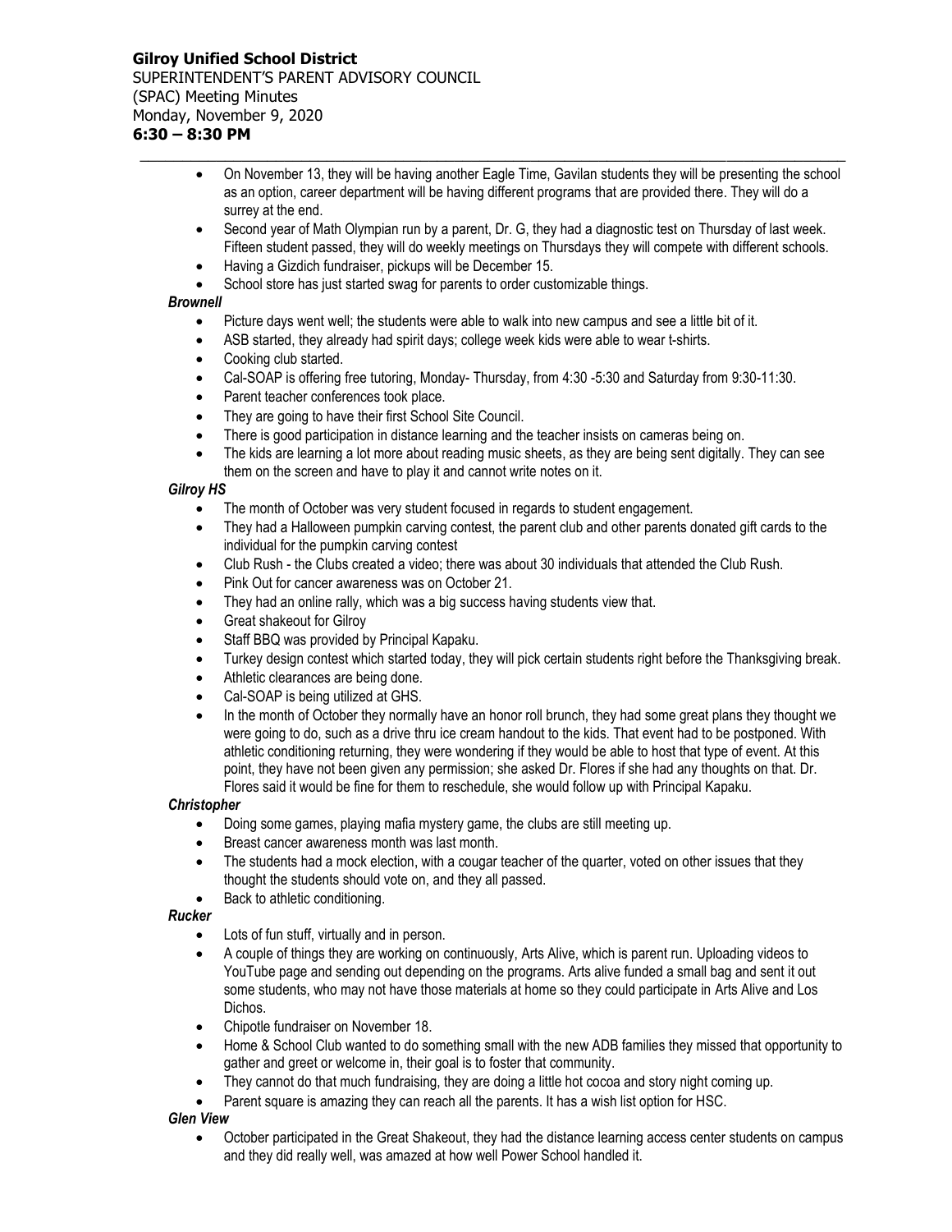- On November 13, they will be having another Eagle Time, Gavilan students they will be presenting the school as an option, career department will be having different programs that are provided there. They will do a surrey at the end.
- Second year of Math Olympian run by a parent, Dr. G, they had a diagnostic test on Thursday of last week. Fifteen student passed, they will do weekly meetings on Thursdays they will compete with different schools.
- Having a Gizdich fundraiser, pickups will be December 15.
- School store has just started swag for parents to order customizable things.

***Brownell***

- Picture days went well; the students were able to walk into new campus and see a little bit of it.
- ASB started, they already had spirit days; college week kids were able to wear t-shirts.
- Cooking club started.
- Cal-SOAP is offering free tutoring, Monday- Thursday, from 4:30 -5:30 and Saturday from 9:30-11:30.
- Parent teacher conferences took place.
- They are going to have their first School Site Council.
- There is good participation in distance learning and the teacher insists on cameras being on.
- The kids are learning a lot more about reading music sheets, as they are being sent digitally. They can see them on the screen and have to play it and cannot write notes on it.

***Gilroy HS***

- The month of October was very student focused in regards to student engagement.
- They had a Halloween pumpkin carving contest, the parent club and other parents donated gift cards to the individual for the pumpkin carving contest
- Club Rush - the Clubs created a video; there was about 30 individuals that attended the Club Rush.
- Pink Out for cancer awareness was on October 21.
- They had an online rally, which was a big success having students view that.
- Great shakeout for Gilroy
- Staff BBQ was provided by Principal Kapaku.
- Turkey design contest which started today, they will pick certain students right before the Thanksgiving break.
- Athletic clearances are being done.
- Cal-SOAP is being utilized at GHS.
- In the month of October they normally have an honor roll brunch, they had some great plans they thought we were going to do, such as a drive thru ice cream handout to the kids. That event had to be postponed. With athletic conditioning returning, they were wondering if they would be able to host that type of event. At this point, they have not been given any permission; she asked Dr. Flores if she had any thoughts on that. Dr. Flores said it would be fine for them to reschedule, she would follow up with Principal Kapaku.

***Christopher***

- Doing some games, playing mafia mystery game, the clubs are still meeting up.
- Breast cancer awareness month was last month.
- The students had a mock election, with a cougar teacher of the quarter, voted on other issues that they thought the students should vote on, and they all passed.
- Back to athletic conditioning.

***Rucker***

- Lots of fun stuff, virtually and in person.
- A couple of things they are working on continuously, Arts Alive, which is parent run. Uploading videos to YouTube page and sending out depending on the programs. Arts alive funded a small bag and sent it out some students, who may not have those materials at home so they could participate in Arts Alive and Los Dichos.
- Chipotle fundraiser on November 18.
- Home & School Club wanted to do something small with the new ADB families they missed that opportunity to gather and greet or welcome in, their goal is to foster that community.
- They cannot do that much fundraising, they are doing a little hot cocoa and story night coming up.
- Parent square is amazing they can reach all the parents. It has a wish list option for HSC.

***Glen View***

- October participated in the Great Shakeout, they had the distance learning access center students on campus and they did really well, was amazed at how well Power School handled it.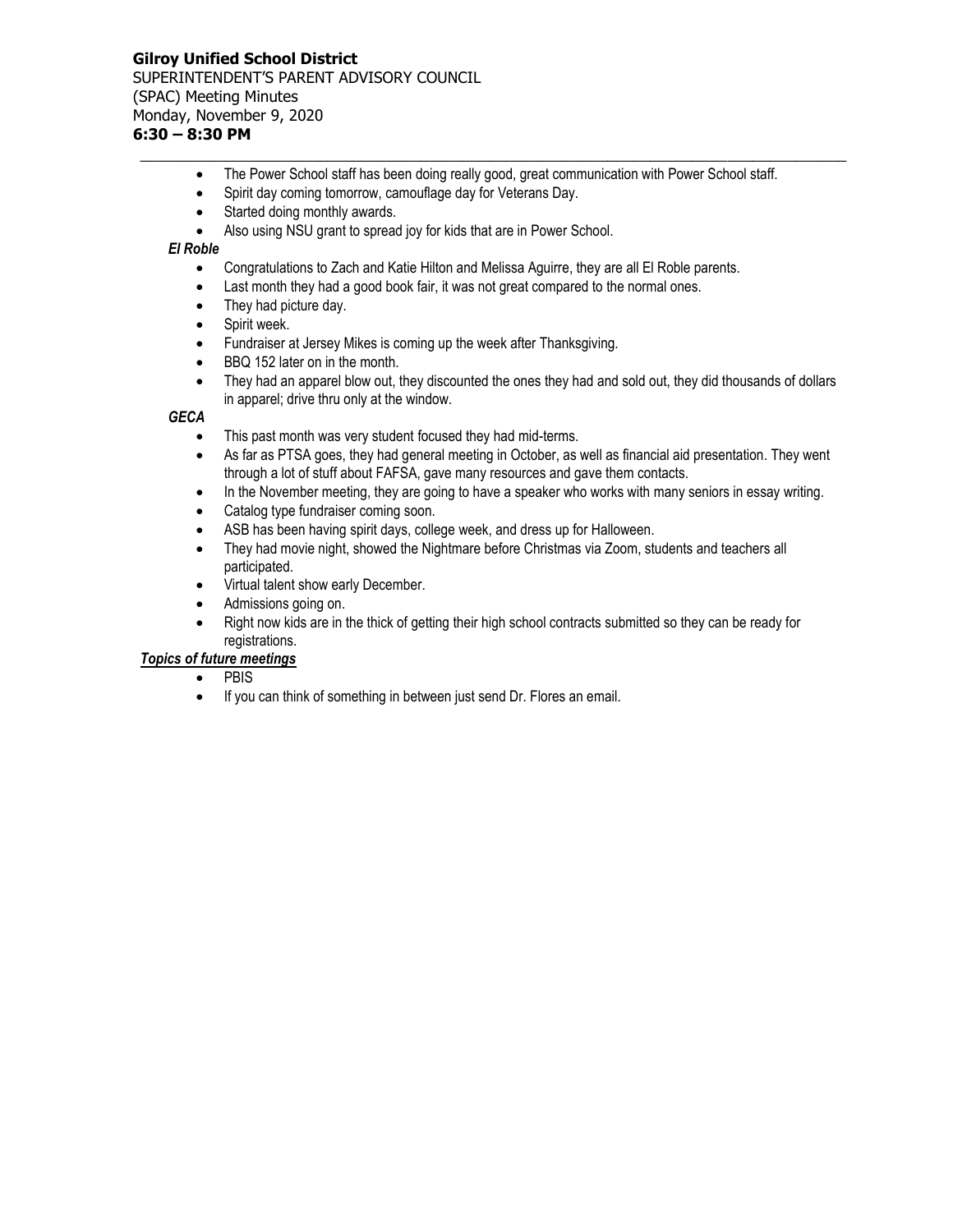- The Power School staff has been doing really good, great communication with Power School staff.
- Spirit day coming tomorrow, camouflage day for Veterans Day.
- Started doing monthly awards.
- Also using NSU grant to spread joy for kids that are in Power School.

***El Roble***

- Congratulations to Zach and Katie Hilton and Melissa Aguirre, they are all El Roble parents.
- Last month they had a good book fair, it was not great compared to the normal ones.
- They had picture day.
- Spirit week.
- Fundraiser at Jersey Mikes is coming up the week after Thanksgiving.
- BBQ 152 later on in the month.
- They had an apparel blow out, they discounted the ones they had and sold out, they did thousands of dollars in apparel; drive thru only at the window.

***GECA***

- This past month was very student focused they had mid-terms.
- As far as PTSA goes, they had general meeting in October, as well as financial aid presentation. They went through a lot of stuff about FAFSA, gave many resources and gave them contacts.
- In the November meeting, they are going to have a speaker who works with many seniors in essay writing.
- Catalog type fundraiser coming soon.
- ASB has been having spirit days, college week, and dress up for Halloween.
- They had movie night, showed the Nightmare before Christmas via Zoom, students and teachers all participated.
- Virtual talent show early December.
- Admissions going on.
- Right now kids are in the thick of getting their high school contracts submitted so they can be ready for registrations.

***Topics of future meetings***

- PBIS
- If you can think of something in between just send Dr. Flores an email.